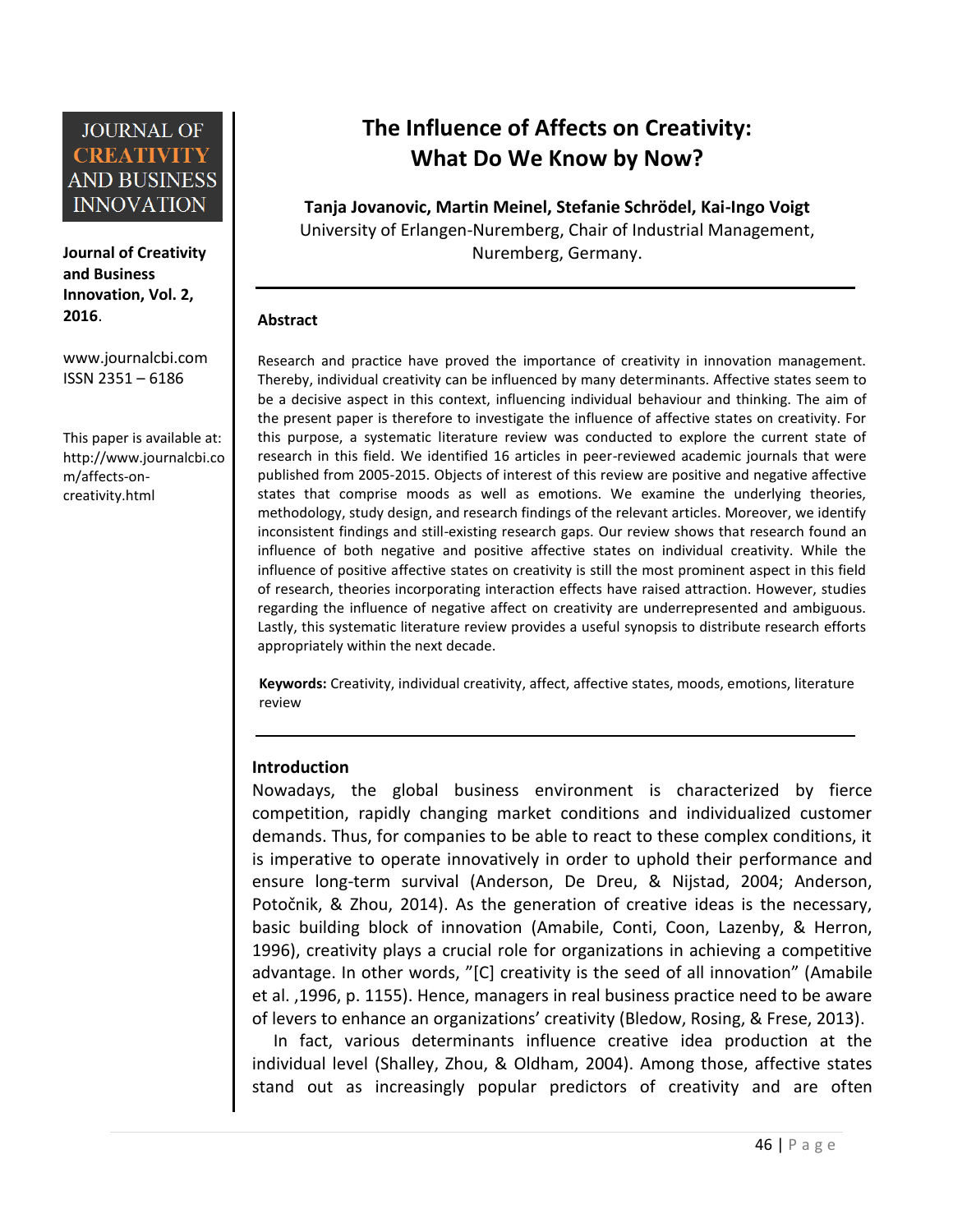JOURNAL OF CREATIVITY AND BUSINESS INNOVATION

**Journal of Creativity and Business Innovation, Vol. 2, 2016**.

www.journalcbi.com
ISSN 2351 – 6186

This paper is available at: http://www.journalcbi.com/affects-on-creativity.html

# The Influence of Affects on Creativity: What Do We Know by Now?

**Tanja Jovanovic, Martin Meinel, Stefanie Schrödel, Kai-Ingo Voigt**
University of Erlangen-Nuremberg, Chair of Industrial Management, Nuremberg, Germany.

## Abstract

Research and practice have proved the importance of creativity in innovation management. Thereby, individual creativity can be influenced by many determinants. Affective states seem to be a decisive aspect in this context, influencing individual behaviour and thinking. The aim of the present paper is therefore to investigate the influence of affective states on creativity. For this purpose, a systematic literature review was conducted to explore the current state of research in this field. We identified 16 articles in peer-reviewed academic journals that were published from 2005-2015. Objects of interest of this review are positive and negative affective states that comprise moods as well as emotions. We examine the underlying theories, methodology, study design, and research findings of the relevant articles. Moreover, we identify inconsistent findings and still-existing research gaps. Our review shows that research found an influence of both negative and positive affective states on individual creativity. While the influence of positive affective states on creativity is still the most prominent aspect in this field of research, theories incorporating interaction effects have raised attraction. However, studies regarding the influence of negative affect on creativity are underrepresented and ambiguous. Lastly, this systematic literature review provides a useful synopsis to distribute research efforts appropriately within the next decade.

**Keywords:** Creativity, individual creativity, affect, affective states, moods, emotions, literature review

## Introduction

Nowadays, the global business environment is characterized by fierce competition, rapidly changing market conditions and individualized customer demands. Thus, for companies to be able to react to these complex conditions, it is imperative to operate innovatively in order to uphold their performance and ensure long-term survival (Anderson, De Dreu, & Nijstad, 2004; Anderson, Potočnik, & Zhou, 2014). As the generation of creative ideas is the necessary, basic building block of innovation (Amabile, Conti, Coon, Lazenby, & Herron, 1996), creativity plays a crucial role for organizations in achieving a competitive advantage. In other words, "[C] creativity is the seed of all innovation" (Amabile et al. ,1996, p. 1155). Hence, managers in real business practice need to be aware of levers to enhance an organizations' creativity (Bledow, Rosing, & Frese, 2013).

In fact, various determinants influence creative idea production at the individual level (Shalley, Zhou, & Oldham, 2004). Among those, affective states stand out as increasingly popular predictors of creativity and are often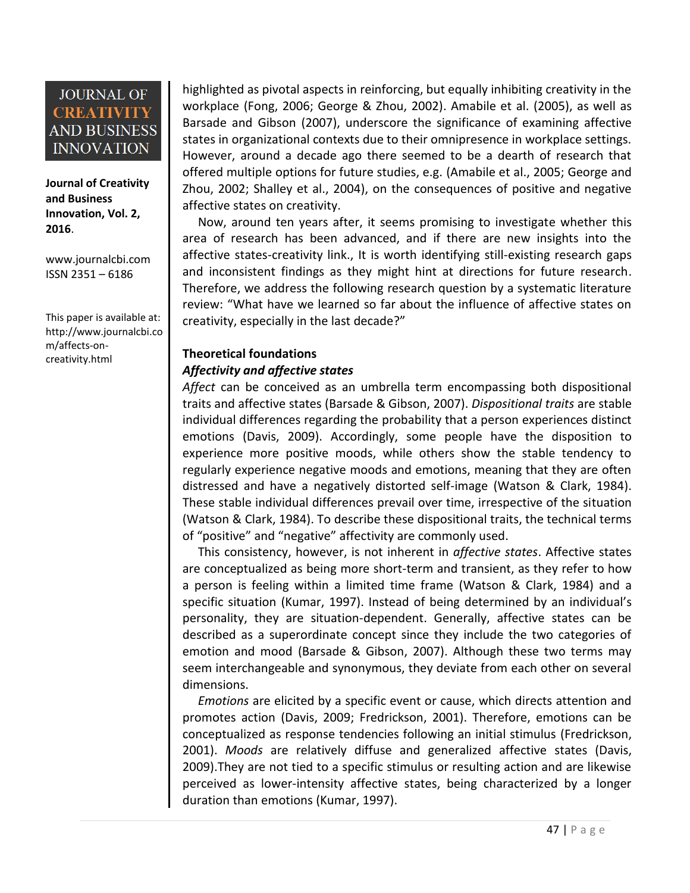highlighted as pivotal aspects in reinforcing, but equally inhibiting creativity in the workplace (Fong, 2006; George & Zhou, 2002). Amabile et al. (2005), as well as Barsade and Gibson (2007), underscore the significance of examining affective states in organizational contexts due to their omnipresence in workplace settings. However, around a decade ago there seemed to be a dearth of research that offered multiple options for future studies, e.g. (Amabile et al., 2005; George and Zhou, 2002; Shalley et al., 2004), on the consequences of positive and negative affective states on creativity.

Now, around ten years after, it seems promising to investigate whether this area of research has been advanced, and if there are new insights into the affective states-creativity link., It is worth identifying still-existing research gaps and inconsistent findings as they might hint at directions for future research. Therefore, we address the following research question by a systematic literature review: "What have we learned so far about the influence of affective states on creativity, especially in the last decade?"

## Theoretical foundations

### *Affectivity and affective states*

*Affect* can be conceived as an umbrella term encompassing both dispositional traits and affective states (Barsade & Gibson, 2007). *Dispositional traits* are stable individual differences regarding the probability that a person experiences distinct emotions (Davis, 2009). Accordingly, some people have the disposition to experience more positive moods, while others show the stable tendency to regularly experience negative moods and emotions, meaning that they are often distressed and have a negatively distorted self-image (Watson & Clark, 1984). These stable individual differences prevail over time, irrespective of the situation (Watson & Clark, 1984). To describe these dispositional traits, the technical terms of "positive" and "negative" affectivity are commonly used.

This consistency, however, is not inherent in *affective states*. Affective states are conceptualized as being more short-term and transient, as they refer to how a person is feeling within a limited time frame (Watson & Clark, 1984) and a specific situation (Kumar, 1997). Instead of being determined by an individual's personality, they are situation-dependent. Generally, affective states can be described as a superordinate concept since they include the two categories of emotion and mood (Barsade & Gibson, 2007). Although these two terms may seem interchangeable and synonymous, they deviate from each other on several dimensions.

*Emotions* are elicited by a specific event or cause, which directs attention and promotes action (Davis, 2009; Fredrickson, 2001). Therefore, emotions can be conceptualized as response tendencies following an initial stimulus (Fredrickson, 2001). *Moods* are relatively diffuse and generalized affective states (Davis, 2009).They are not tied to a specific stimulus or resulting action and are likewise perceived as lower-intensity affective states, being characterized by a longer duration than emotions (Kumar, 1997).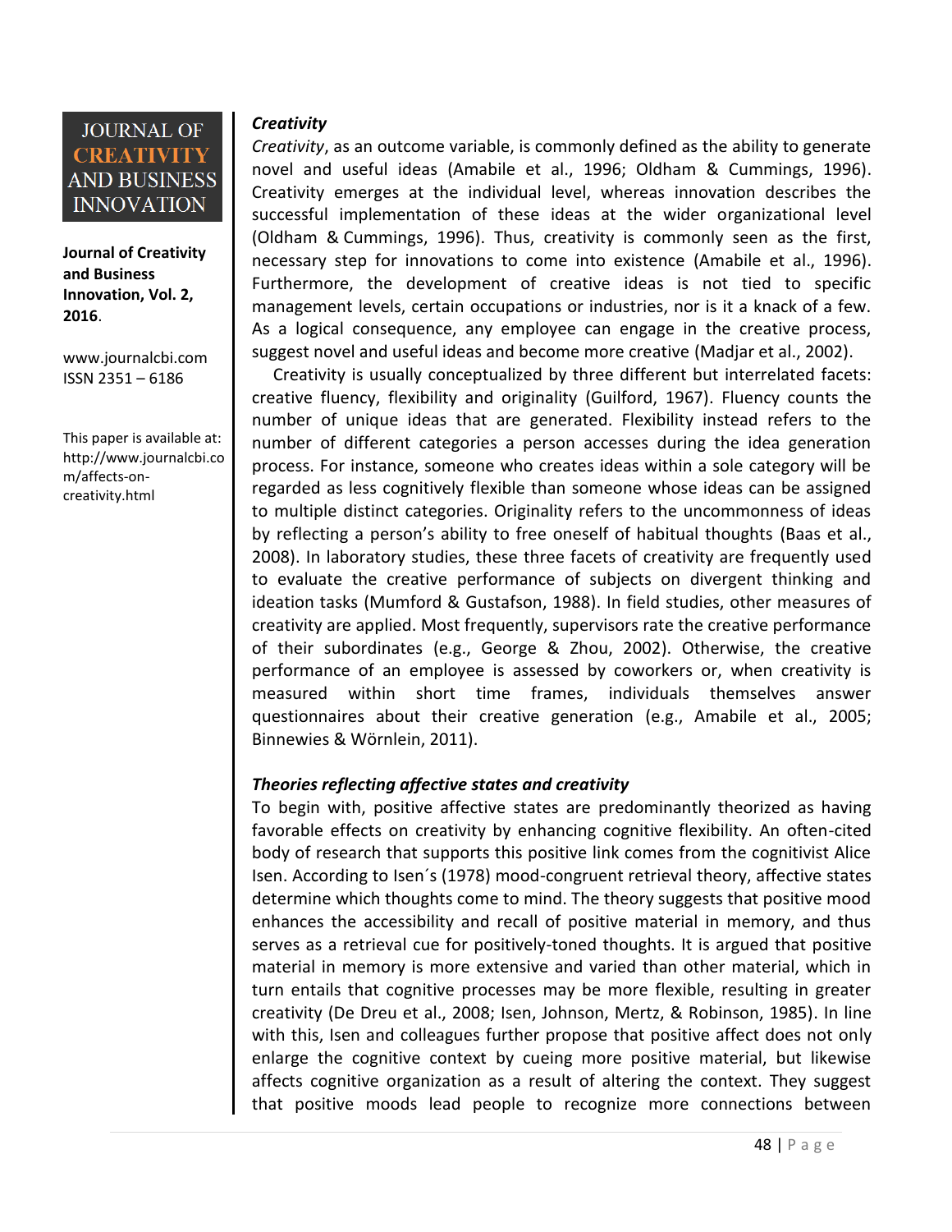### *Creativity*

*Creativity*, as an outcome variable, is commonly defined as the ability to generate novel and useful ideas (Amabile et al., 1996; Oldham & Cummings, 1996). Creativity emerges at the individual level, whereas innovation describes the successful implementation of these ideas at the wider organizational level (Oldham & Cummings, 1996). Thus, creativity is commonly seen as the first, necessary step for innovations to come into existence (Amabile et al., 1996). Furthermore, the development of creative ideas is not tied to specific management levels, certain occupations or industries, nor is it a knack of a few. As a logical consequence, any employee can engage in the creative process, suggest novel and useful ideas and become more creative (Madjar et al., 2002).

Creativity is usually conceptualized by three different but interrelated facets: creative fluency, flexibility and originality (Guilford, 1967). Fluency counts the number of unique ideas that are generated. Flexibility instead refers to the number of different categories a person accesses during the idea generation process. For instance, someone who creates ideas within a sole category will be regarded as less cognitively flexible than someone whose ideas can be assigned to multiple distinct categories. Originality refers to the uncommonness of ideas by reflecting a person's ability to free oneself of habitual thoughts (Baas et al., 2008). In laboratory studies, these three facets of creativity are frequently used to evaluate the creative performance of subjects on divergent thinking and ideation tasks (Mumford & Gustafson, 1988). In field studies, other measures of creativity are applied. Most frequently, supervisors rate the creative performance of their subordinates (e.g., George & Zhou, 2002). Otherwise, the creative performance of an employee is assessed by coworkers or, when creativity is measured within short time frames, individuals themselves answer questionnaires about their creative generation (e.g., Amabile et al., 2005; Binnewies & Wörnlein, 2011).

### *Theories reflecting affective states and creativity*

To begin with, positive affective states are predominantly theorized as having favorable effects on creativity by enhancing cognitive flexibility. An often-cited body of research that supports this positive link comes from the cognitivist Alice Isen. According to Isen´s (1978) mood-congruent retrieval theory, affective states determine which thoughts come to mind. The theory suggests that positive mood enhances the accessibility and recall of positive material in memory, and thus serves as a retrieval cue for positively-toned thoughts. It is argued that positive material in memory is more extensive and varied than other material, which in turn entails that cognitive processes may be more flexible, resulting in greater creativity (De Dreu et al., 2008; Isen, Johnson, Mertz, & Robinson, 1985). In line with this, Isen and colleagues further propose that positive affect does not only enlarge the cognitive context by cueing more positive material, but likewise affects cognitive organization as a result of altering the context. They suggest that positive moods lead people to recognize more connections between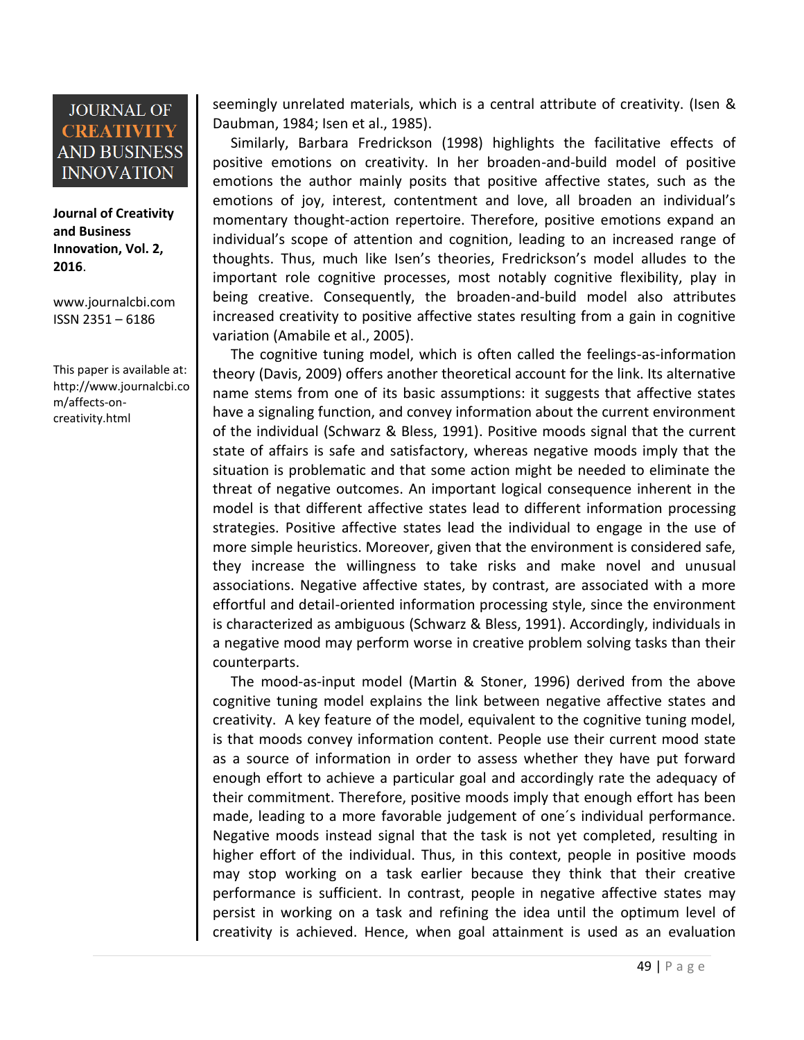seemingly unrelated materials, which is a central attribute of creativity. (Isen & Daubman, 1984; Isen et al., 1985).

Similarly, Barbara Fredrickson (1998) highlights the facilitative effects of positive emotions on creativity. In her broaden-and-build model of positive emotions the author mainly posits that positive affective states, such as the emotions of joy, interest, contentment and love, all broaden an individual's momentary thought-action repertoire. Therefore, positive emotions expand an individual's scope of attention and cognition, leading to an increased range of thoughts. Thus, much like Isen's theories, Fredrickson's model alludes to the important role cognitive processes, most notably cognitive flexibility, play in being creative. Consequently, the broaden-and-build model also attributes increased creativity to positive affective states resulting from a gain in cognitive variation (Amabile et al., 2005).

The cognitive tuning model, which is often called the feelings-as-information theory (Davis, 2009) offers another theoretical account for the link. Its alternative name stems from one of its basic assumptions: it suggests that affective states have a signaling function, and convey information about the current environment of the individual (Schwarz & Bless, 1991). Positive moods signal that the current state of affairs is safe and satisfactory, whereas negative moods imply that the situation is problematic and that some action might be needed to eliminate the threat of negative outcomes. An important logical consequence inherent in the model is that different affective states lead to different information processing strategies. Positive affective states lead the individual to engage in the use of more simple heuristics. Moreover, given that the environment is considered safe, they increase the willingness to take risks and make novel and unusual associations. Negative affective states, by contrast, are associated with a more effortful and detail-oriented information processing style, since the environment is characterized as ambiguous (Schwarz & Bless, 1991). Accordingly, individuals in a negative mood may perform worse in creative problem solving tasks than their counterparts.

The mood-as-input model (Martin & Stoner, 1996) derived from the above cognitive tuning model explains the link between negative affective states and creativity. A key feature of the model, equivalent to the cognitive tuning model, is that moods convey information content. People use their current mood state as a source of information in order to assess whether they have put forward enough effort to achieve a particular goal and accordingly rate the adequacy of their commitment. Therefore, positive moods imply that enough effort has been made, leading to a more favorable judgement of one´s individual performance. Negative moods instead signal that the task is not yet completed, resulting in higher effort of the individual. Thus, in this context, people in positive moods may stop working on a task earlier because they think that their creative performance is sufficient. In contrast, people in negative affective states may persist in working on a task and refining the idea until the optimum level of creativity is achieved. Hence, when goal attainment is used as an evaluation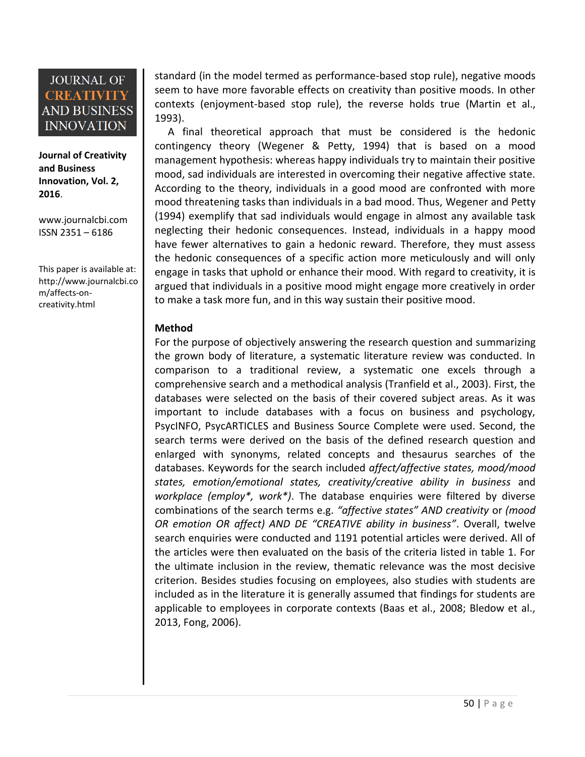standard (in the model termed as performance-based stop rule), negative moods seem to have more favorable effects on creativity than positive moods. In other contexts (enjoyment-based stop rule), the reverse holds true (Martin et al., 1993).

A final theoretical approach that must be considered is the hedonic contingency theory (Wegener & Petty, 1994) that is based on a mood management hypothesis: whereas happy individuals try to maintain their positive mood, sad individuals are interested in overcoming their negative affective state. According to the theory, individuals in a good mood are confronted with more mood threatening tasks than individuals in a bad mood. Thus, Wegener and Petty (1994) exemplify that sad individuals would engage in almost any available task neglecting their hedonic consequences. Instead, individuals in a happy mood have fewer alternatives to gain a hedonic reward. Therefore, they must assess the hedonic consequences of a specific action more meticulously and will only engage in tasks that uphold or enhance their mood. With regard to creativity, it is argued that individuals in a positive mood might engage more creatively in order to make a task more fun, and in this way sustain their positive mood.

**Method**

For the purpose of objectively answering the research question and summarizing the grown body of literature, a systematic literature review was conducted. In comparison to a traditional review, a systematic one excels through a comprehensive search and a methodical analysis (Tranfield et al., 2003). First, the databases were selected on the basis of their covered subject areas. As it was important to include databases with a focus on business and psychology, PsycINFO, PsycARTICLES and Business Source Complete were used. Second, the search terms were derived on the basis of the defined research question and enlarged with synonyms, related concepts and thesaurus searches of the databases. Keywords for the search included *affect/affective states, mood/mood states, emotion/emotional states, creativity/creative ability in business* and *workplace (employ*, work*)*. The database enquiries were filtered by diverse combinations of the search terms e.g. *"affective states" AND creativity* or *(mood OR emotion OR affect) AND DE "CREATIVE ability in business"*. Overall, twelve search enquiries were conducted and 1191 potential articles were derived. All of the articles were then evaluated on the basis of the criteria listed in table 1. For the ultimate inclusion in the review, thematic relevance was the most decisive criterion. Besides studies focusing on employees, also studies with students are included as in the literature it is generally assumed that findings for students are applicable to employees in corporate contexts (Baas et al., 2008; Bledow et al., 2013, Fong, 2006).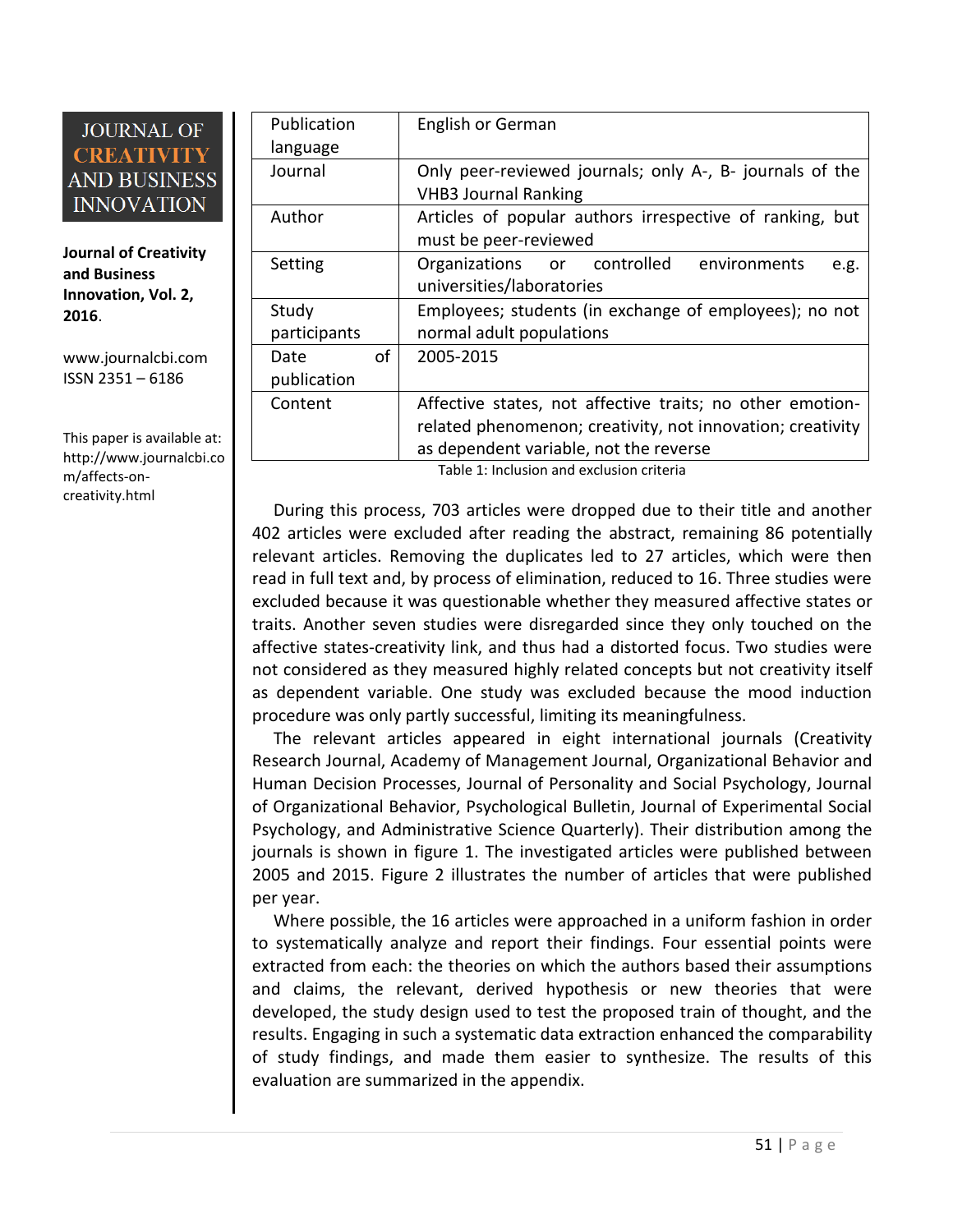| Publication language | English or German |
|---|---|
| Journal | Only peer-reviewed journals; only A-, B- journals of the VHB3 Journal Ranking |
| Author | Articles of popular authors irrespective of ranking, but must be peer-reviewed |
| Setting | Organizations or controlled environments e.g. universities/laboratories |
| Study participants | Employees; students (in exchange of employees); no not normal adult populations |
| Date of publication | 2005-2015 |
| Content | Affective states, not affective traits; no other emotion-related phenomenon; creativity, not innovation; creativity as dependent variable, not the reverse |

Table 1: Inclusion and exclusion criteria

During this process, 703 articles were dropped due to their title and another 402 articles were excluded after reading the abstract, remaining 86 potentially relevant articles. Removing the duplicates led to 27 articles, which were then read in full text and, by process of elimination, reduced to 16. Three studies were excluded because it was questionable whether they measured affective states or traits. Another seven studies were disregarded since they only touched on the affective states-creativity link, and thus had a distorted focus. Two studies were not considered as they measured highly related concepts but not creativity itself as dependent variable. One study was excluded because the mood induction procedure was only partly successful, limiting its meaningfulness.

The relevant articles appeared in eight international journals (Creativity Research Journal, Academy of Management Journal, Organizational Behavior and Human Decision Processes, Journal of Personality and Social Psychology, Journal of Organizational Behavior, Psychological Bulletin, Journal of Experimental Social Psychology, and Administrative Science Quarterly). Their distribution among the journals is shown in figure 1. The investigated articles were published between 2005 and 2015. Figure 2 illustrates the number of articles that were published per year.

Where possible, the 16 articles were approached in a uniform fashion in order to systematically analyze and report their findings. Four essential points were extracted from each: the theories on which the authors based their assumptions and claims, the relevant, derived hypothesis or new theories that were developed, the study design used to test the proposed train of thought, and the results. Engaging in such a systematic data extraction enhanced the comparability of study findings, and made them easier to synthesize. The results of this evaluation are summarized in the appendix.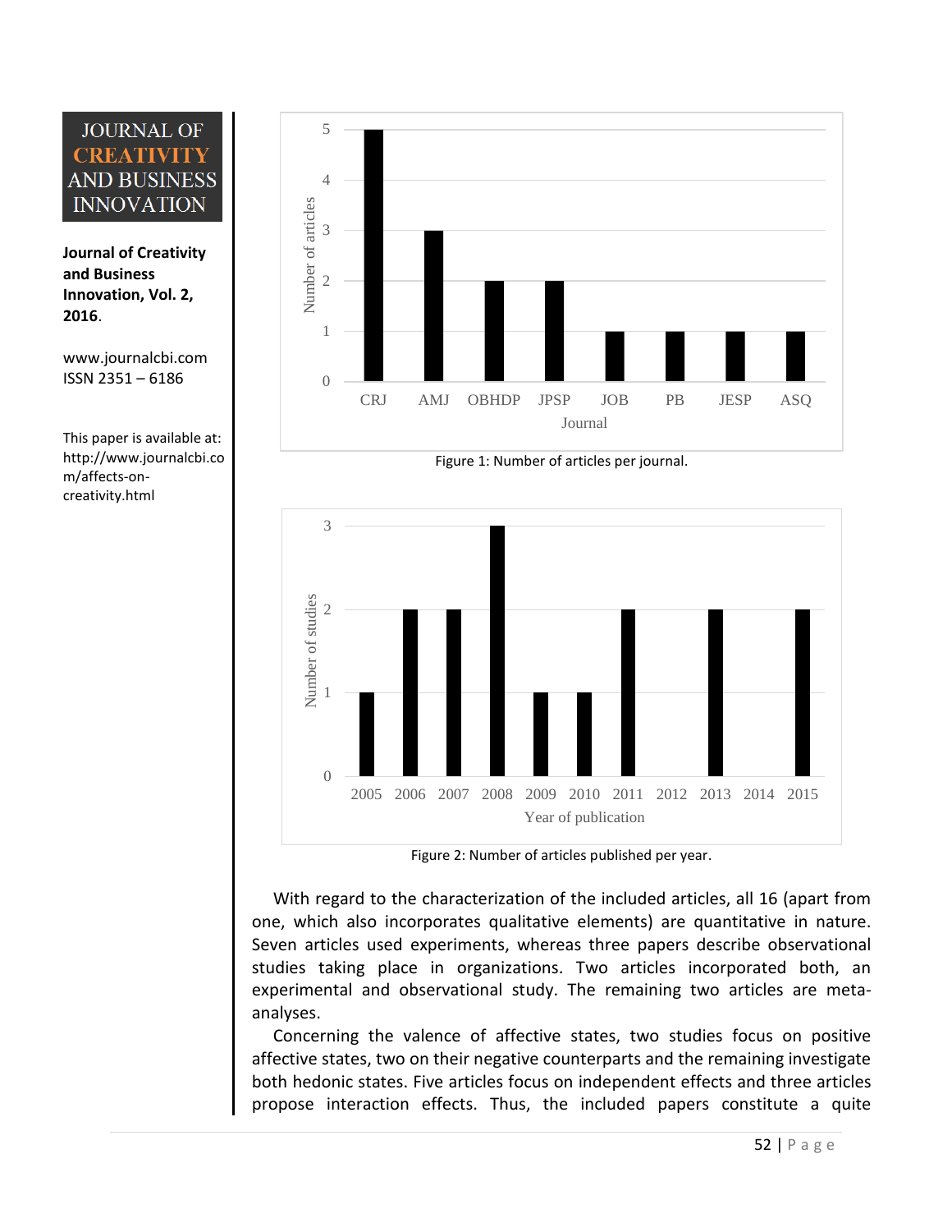Figure 1: Number of articles per journal.

Figure 2: Number of articles published per year.

With regard to the characterization of the included articles, all 16 (apart from one, which also incorporates qualitative elements) are quantitative in nature. Seven articles used experiments, whereas three papers describe observational studies taking place in organizations. Two articles incorporated both, an experimental and observational study. The remaining two articles are meta-analyses.

Concerning the valence of affective states, two studies focus on positive affective states, two on their negative counterparts and the remaining investigate both hedonic states. Five articles focus on independent effects and three articles propose interaction effects. Thus, the included papers constitute a quite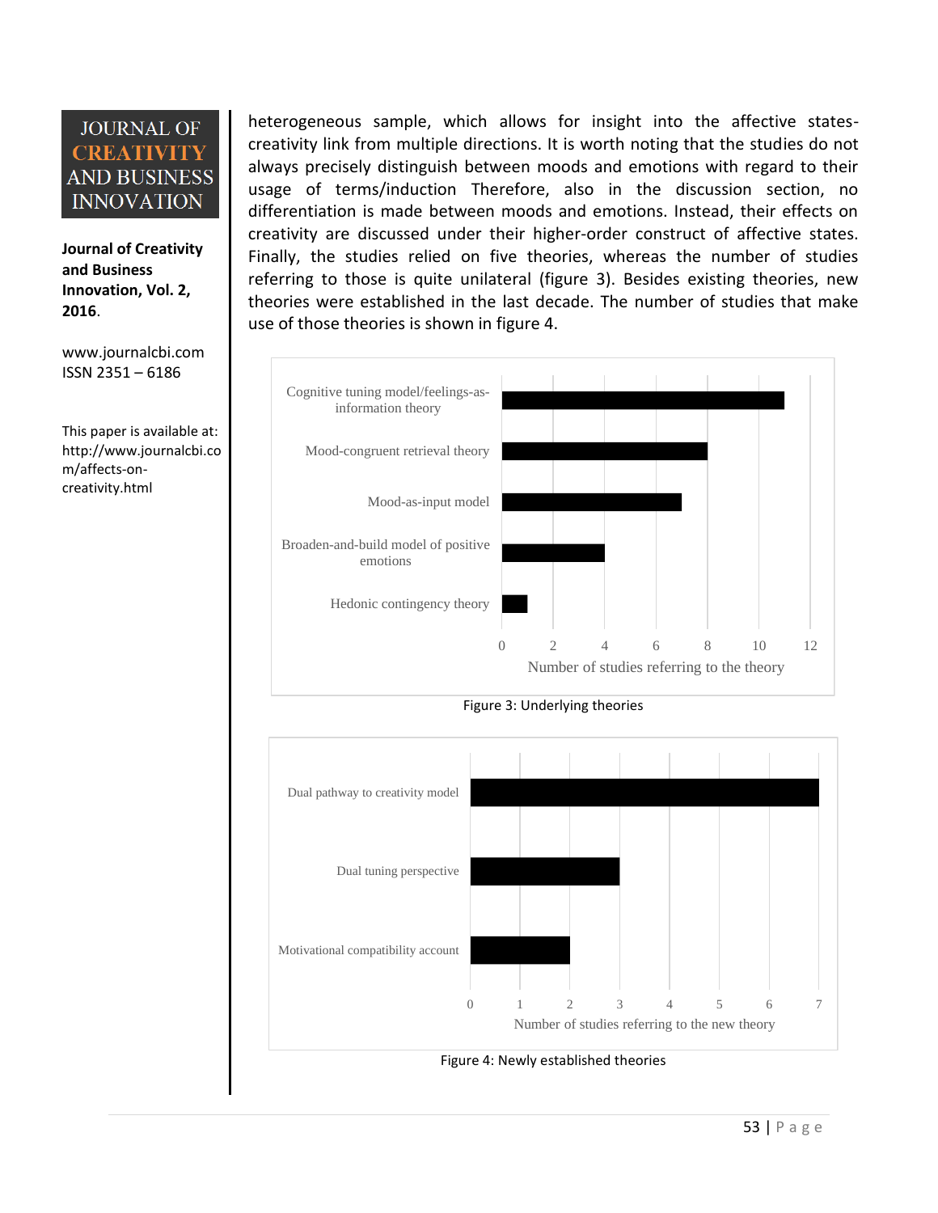heterogeneous sample, which allows for insight into the affective states-creativity link from multiple directions. It is worth noting that the studies do not always precisely distinguish between moods and emotions with regard to their usage of terms/induction Therefore, also in the discussion section, no differentiation is made between moods and emotions. Instead, their effects on creativity are discussed under their higher-order construct of affective states. Finally, the studies relied on five theories, whereas the number of studies referring to those is quite unilateral (figure 3). Besides existing theories, new theories were established in the last decade. The number of studies that make use of those theories is shown in figure 4.

Figure 3: Underlying theories

Figure 4: Newly established theories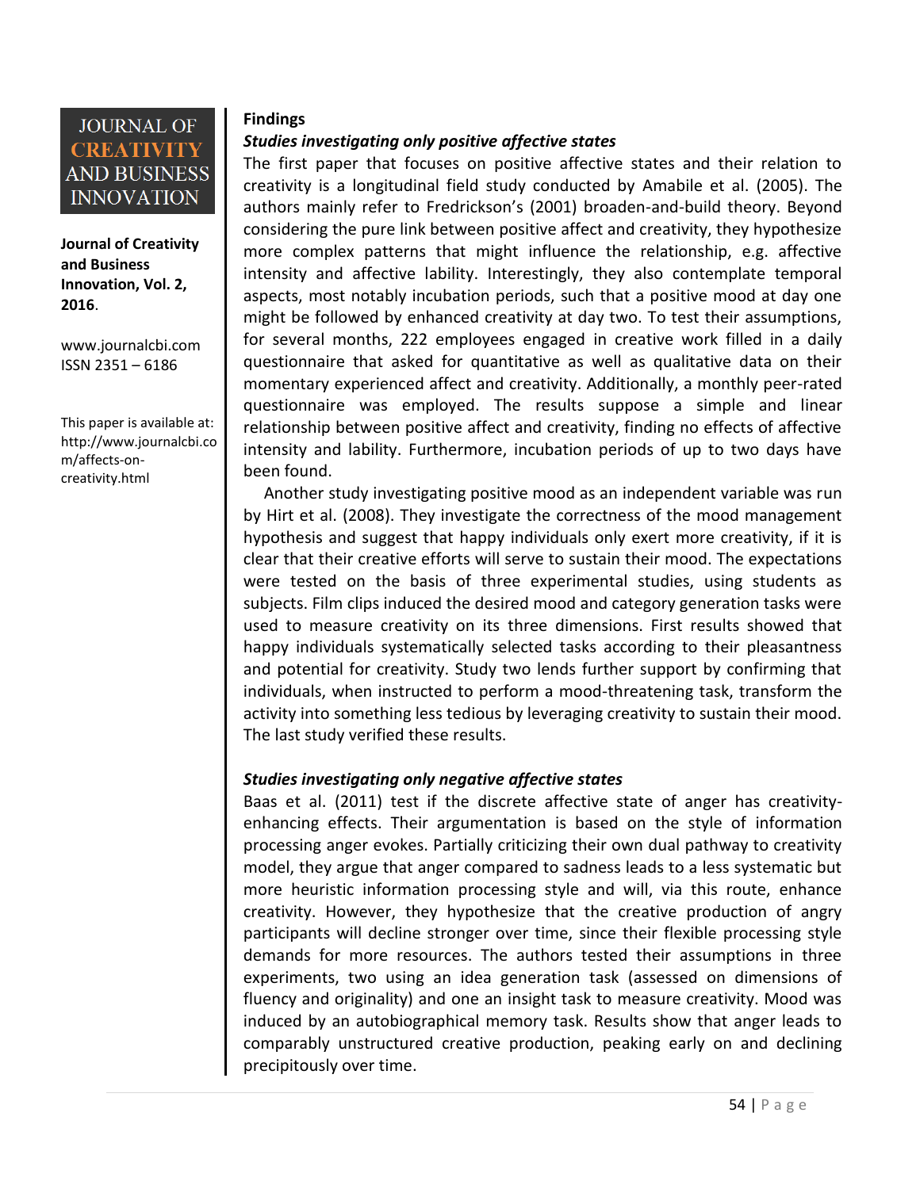## Findings

### *Studies investigating only positive affective states*

The first paper that focuses on positive affective states and their relation to creativity is a longitudinal field study conducted by Amabile et al. (2005). The authors mainly refer to Fredrickson's (2001) broaden-and-build theory. Beyond considering the pure link between positive affect and creativity, they hypothesize more complex patterns that might influence the relationship, e.g. affective intensity and affective lability. Interestingly, they also contemplate temporal aspects, most notably incubation periods, such that a positive mood at day one might be followed by enhanced creativity at day two. To test their assumptions, for several months, 222 employees engaged in creative work filled in a daily questionnaire that asked for quantitative as well as qualitative data on their momentary experienced affect and creativity. Additionally, a monthly peer-rated questionnaire was employed. The results suppose a simple and linear relationship between positive affect and creativity, finding no effects of affective intensity and lability. Furthermore, incubation periods of up to two days have been found.

Another study investigating positive mood as an independent variable was run by Hirt et al. (2008). They investigate the correctness of the mood management hypothesis and suggest that happy individuals only exert more creativity, if it is clear that their creative efforts will serve to sustain their mood. The expectations were tested on the basis of three experimental studies, using students as subjects. Film clips induced the desired mood and category generation tasks were used to measure creativity on its three dimensions. First results showed that happy individuals systematically selected tasks according to their pleasantness and potential for creativity. Study two lends further support by confirming that individuals, when instructed to perform a mood-threatening task, transform the activity into something less tedious by leveraging creativity to sustain their mood. The last study verified these results.

### *Studies investigating only negative affective states*

Baas et al. (2011) test if the discrete affective state of anger has creativity-enhancing effects. Their argumentation is based on the style of information processing anger evokes. Partially criticizing their own dual pathway to creativity model, they argue that anger compared to sadness leads to a less systematic but more heuristic information processing style and will, via this route, enhance creativity. However, they hypothesize that the creative production of angry participants will decline stronger over time, since their flexible processing style demands for more resources. The authors tested their assumptions in three experiments, two using an idea generation task (assessed on dimensions of fluency and originality) and one an insight task to measure creativity. Mood was induced by an autobiographical memory task. Results show that anger leads to comparably unstructured creative production, peaking early on and declining precipitously over time.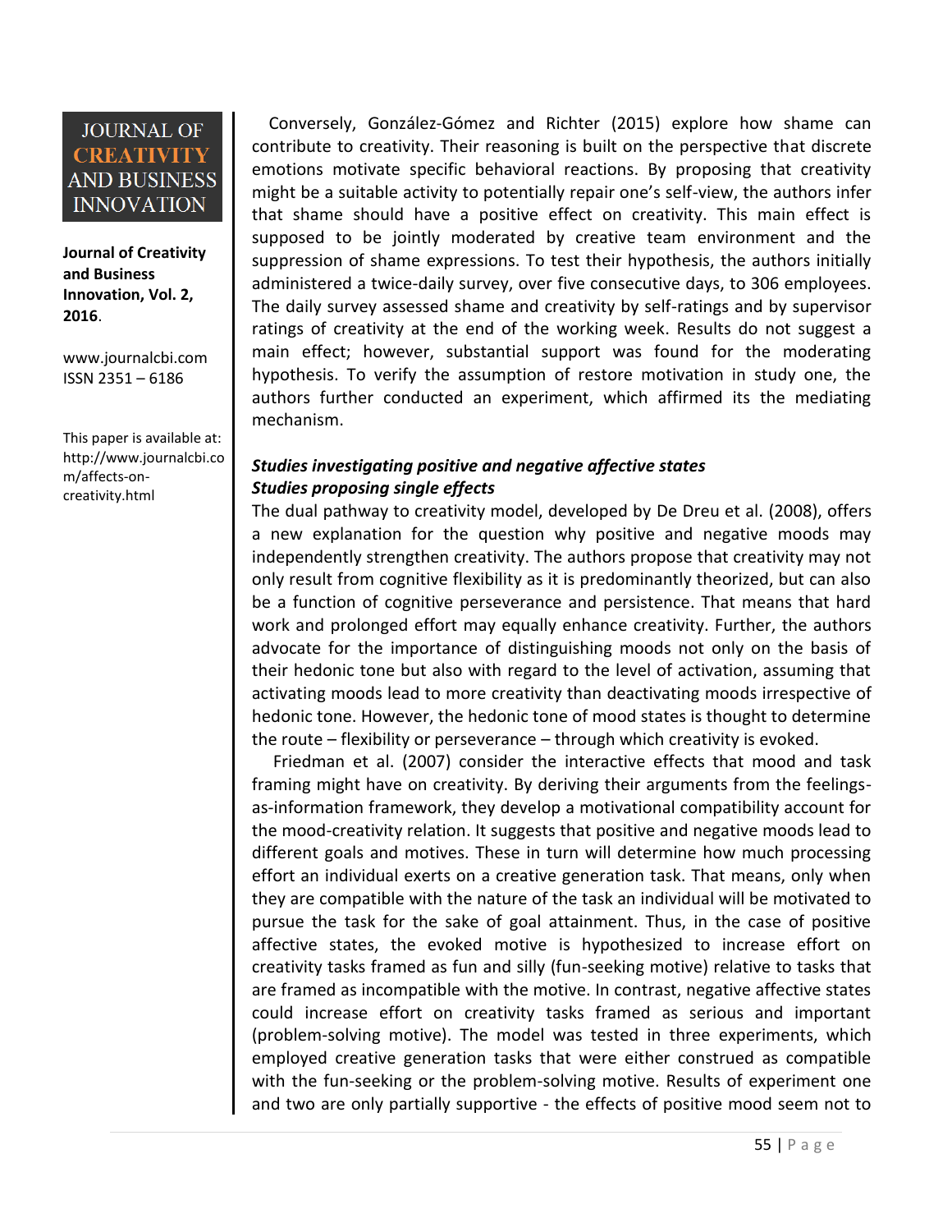Conversely, González-Gómez and Richter (2015) explore how shame can contribute to creativity. Their reasoning is built on the perspective that discrete emotions motivate specific behavioral reactions. By proposing that creativity might be a suitable activity to potentially repair one's self-view, the authors infer that shame should have a positive effect on creativity. This main effect is supposed to be jointly moderated by creative team environment and the suppression of shame expressions. To test their hypothesis, the authors initially administered a twice-daily survey, over five consecutive days, to 306 employees. The daily survey assessed shame and creativity by self-ratings and by supervisor ratings of creativity at the end of the working week. Results do not suggest a main effect; however, substantial support was found for the moderating hypothesis. To verify the assumption of restore motivation in study one, the authors further conducted an experiment, which affirmed its the mediating mechanism.

***Studies investigating positive and negative affective states***

***Studies proposing single effects***

The dual pathway to creativity model, developed by De Dreu et al. (2008), offers a new explanation for the question why positive and negative moods may independently strengthen creativity. The authors propose that creativity may not only result from cognitive flexibility as it is predominantly theorized, but can also be a function of cognitive perseverance and persistence. That means that hard work and prolonged effort may equally enhance creativity. Further, the authors advocate for the importance of distinguishing moods not only on the basis of their hedonic tone but also with regard to the level of activation, assuming that activating moods lead to more creativity than deactivating moods irrespective of hedonic tone. However, the hedonic tone of mood states is thought to determine the route – flexibility or perseverance – through which creativity is evoked.

Friedman et al. (2007) consider the interactive effects that mood and task framing might have on creativity. By deriving their arguments from the feelings-as-information framework, they develop a motivational compatibility account for the mood-creativity relation. It suggests that positive and negative moods lead to different goals and motives. These in turn will determine how much processing effort an individual exerts on a creative generation task. That means, only when they are compatible with the nature of the task an individual will be motivated to pursue the task for the sake of goal attainment. Thus, in the case of positive affective states, the evoked motive is hypothesized to increase effort on creativity tasks framed as fun and silly (fun-seeking motive) relative to tasks that are framed as incompatible with the motive. In contrast, negative affective states could increase effort on creativity tasks framed as serious and important (problem-solving motive). The model was tested in three experiments, which employed creative generation tasks that were either construed as compatible with the fun-seeking or the problem-solving motive. Results of experiment one and two are only partially supportive - the effects of positive mood seem not to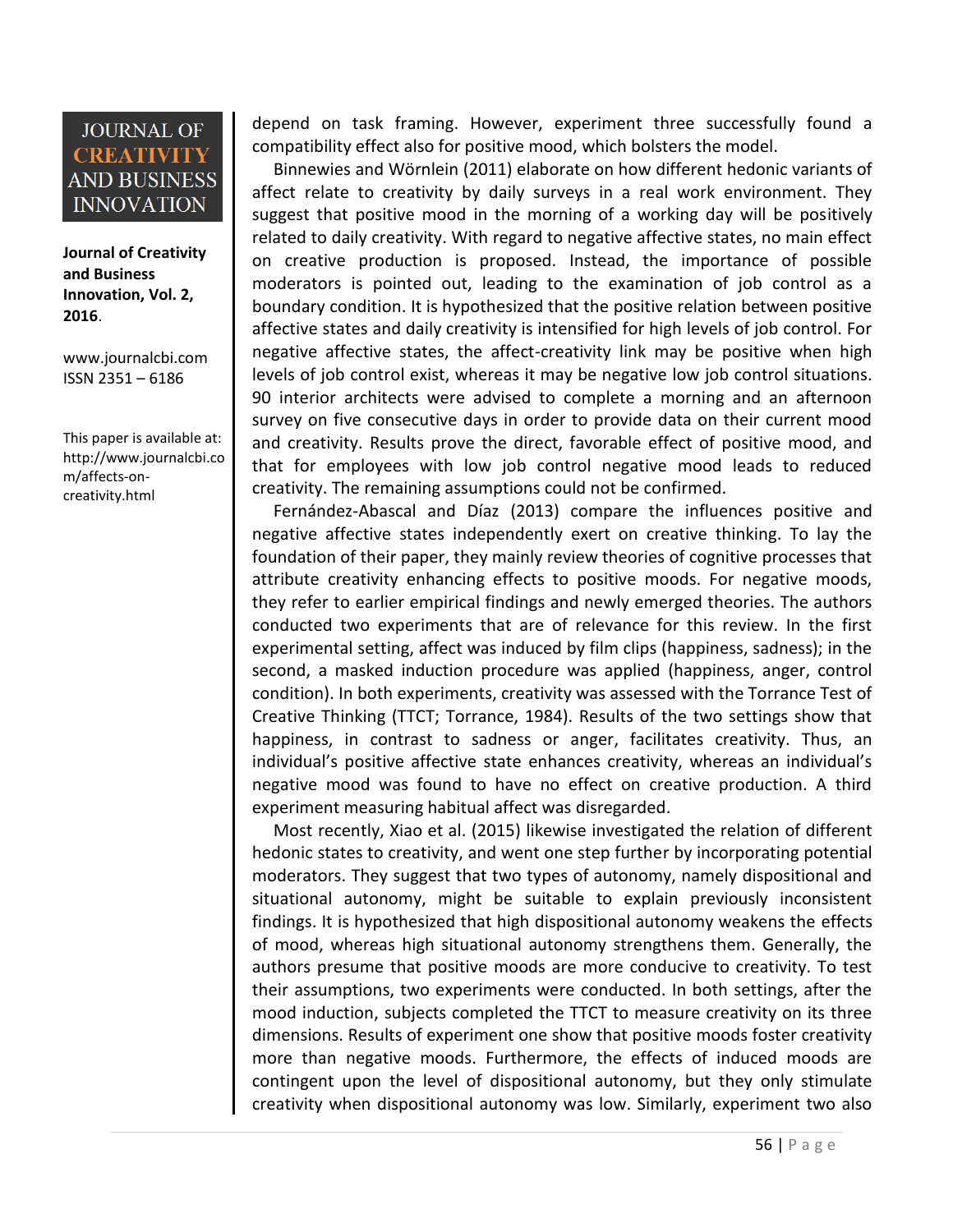depend on task framing. However, experiment three successfully found a compatibility effect also for positive mood, which bolsters the model.

Binnewies and Wörnlein (2011) elaborate on how different hedonic variants of affect relate to creativity by daily surveys in a real work environment. They suggest that positive mood in the morning of a working day will be positively related to daily creativity. With regard to negative affective states, no main effect on creative production is proposed. Instead, the importance of possible moderators is pointed out, leading to the examination of job control as a boundary condition. It is hypothesized that the positive relation between positive affective states and daily creativity is intensified for high levels of job control. For negative affective states, the affect-creativity link may be positive when high levels of job control exist, whereas it may be negative low job control situations. 90 interior architects were advised to complete a morning and an afternoon survey on five consecutive days in order to provide data on their current mood and creativity. Results prove the direct, favorable effect of positive mood, and that for employees with low job control negative mood leads to reduced creativity. The remaining assumptions could not be confirmed.

Fernández-Abascal and Díaz (2013) compare the influences positive and negative affective states independently exert on creative thinking. To lay the foundation of their paper, they mainly review theories of cognitive processes that attribute creativity enhancing effects to positive moods. For negative moods, they refer to earlier empirical findings and newly emerged theories. The authors conducted two experiments that are of relevance for this review. In the first experimental setting, affect was induced by film clips (happiness, sadness); in the second, a masked induction procedure was applied (happiness, anger, control condition). In both experiments, creativity was assessed with the Torrance Test of Creative Thinking (TTCT; Torrance, 1984). Results of the two settings show that happiness, in contrast to sadness or anger, facilitates creativity. Thus, an individual's positive affective state enhances creativity, whereas an individual's negative mood was found to have no effect on creative production. A third experiment measuring habitual affect was disregarded.

Most recently, Xiao et al. (2015) likewise investigated the relation of different hedonic states to creativity, and went one step further by incorporating potential moderators. They suggest that two types of autonomy, namely dispositional and situational autonomy, might be suitable to explain previously inconsistent findings. It is hypothesized that high dispositional autonomy weakens the effects of mood, whereas high situational autonomy strengthens them. Generally, the authors presume that positive moods are more conducive to creativity. To test their assumptions, two experiments were conducted. In both settings, after the mood induction, subjects completed the TTCT to measure creativity on its three dimensions. Results of experiment one show that positive moods foster creativity more than negative moods. Furthermore, the effects of induced moods are contingent upon the level of dispositional autonomy, but they only stimulate creativity when dispositional autonomy was low. Similarly, experiment two also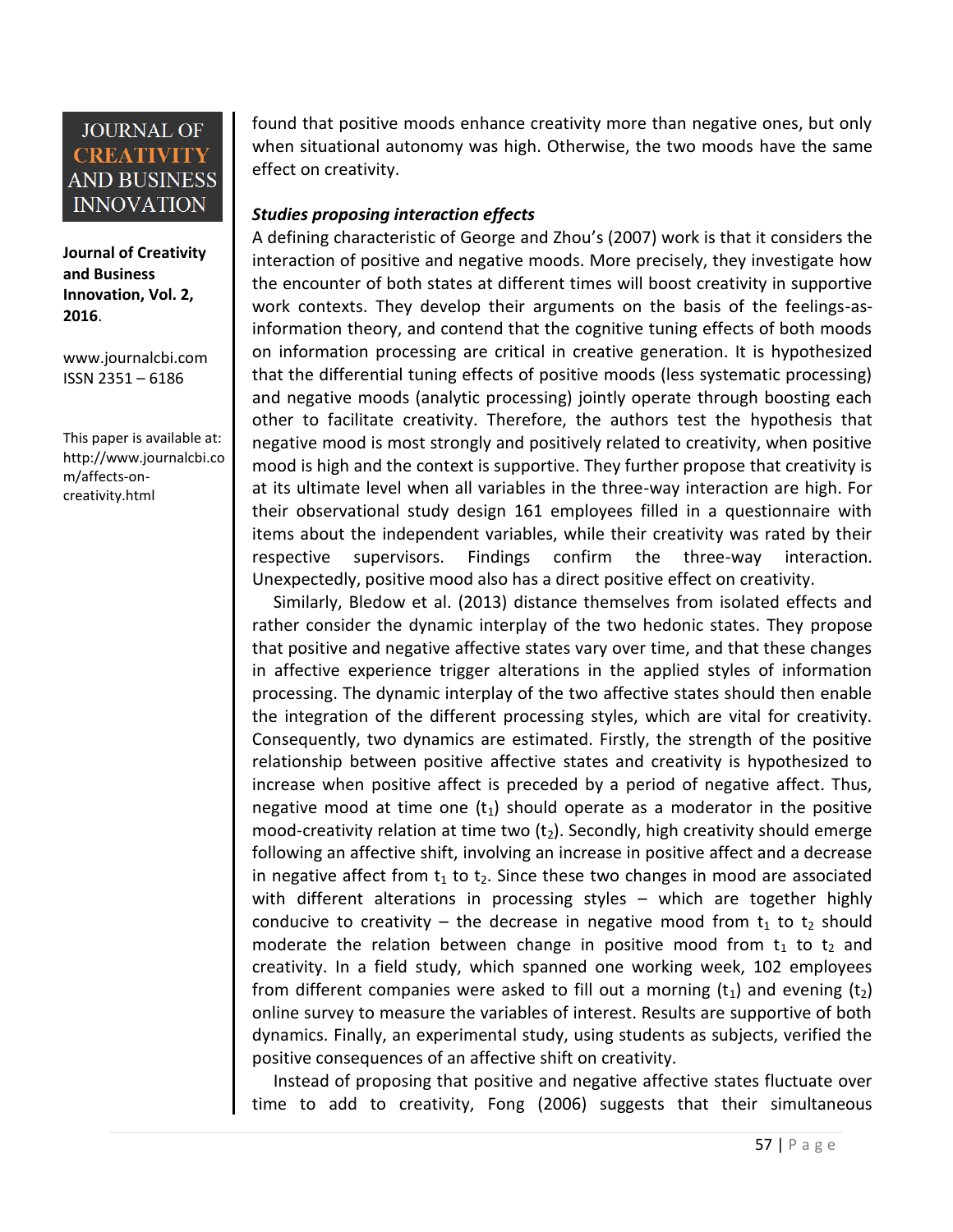found that positive moods enhance creativity more than negative ones, but only when situational autonomy was high. Otherwise, the two moods have the same effect on creativity.

***Studies proposing interaction effects***

A defining characteristic of George and Zhou's (2007) work is that it considers the interaction of positive and negative moods. More precisely, they investigate how the encounter of both states at different times will boost creativity in supportive work contexts. They develop their arguments on the basis of the feelings-as-information theory, and contend that the cognitive tuning effects of both moods on information processing are critical in creative generation. It is hypothesized that the differential tuning effects of positive moods (less systematic processing) and negative moods (analytic processing) jointly operate through boosting each other to facilitate creativity. Therefore, the authors test the hypothesis that negative mood is most strongly and positively related to creativity, when positive mood is high and the context is supportive. They further propose that creativity is at its ultimate level when all variables in the three-way interaction are high. For their observational study design 161 employees filled in a questionnaire with items about the independent variables, while their creativity was rated by their respective supervisors. Findings confirm the three-way interaction. Unexpectedly, positive mood also has a direct positive effect on creativity.

Similarly, Bledow et al. (2013) distance themselves from isolated effects and rather consider the dynamic interplay of the two hedonic states. They propose that positive and negative affective states vary over time, and that these changes in affective experience trigger alterations in the applied styles of information processing. The dynamic interplay of the two affective states should then enable the integration of the different processing styles, which are vital for creativity. Consequently, two dynamics are estimated. Firstly, the strength of the positive relationship between positive affective states and creativity is hypothesized to increase when positive affect is preceded by a period of negative affect. Thus, negative mood at time one ($t_1$) should operate as a moderator in the positive mood-creativity relation at time two ($t_2$). Secondly, high creativity should emerge following an affective shift, involving an increase in positive affect and a decrease in negative affect from $t_1$ to $t_2$. Since these two changes in mood are associated with different alterations in processing styles – which are together highly conducive to creativity – the decrease in negative mood from $t_1$ to $t_2$ should moderate the relation between change in positive mood from $t_1$ to $t_2$ and creativity. In a field study, which spanned one working week, 102 employees from different companies were asked to fill out a morning ($t_1$) and evening ($t_2$) online survey to measure the variables of interest. Results are supportive of both dynamics. Finally, an experimental study, using students as subjects, verified the positive consequences of an affective shift on creativity.

Instead of proposing that positive and negative affective states fluctuate over time to add to creativity, Fong (2006) suggests that their simultaneous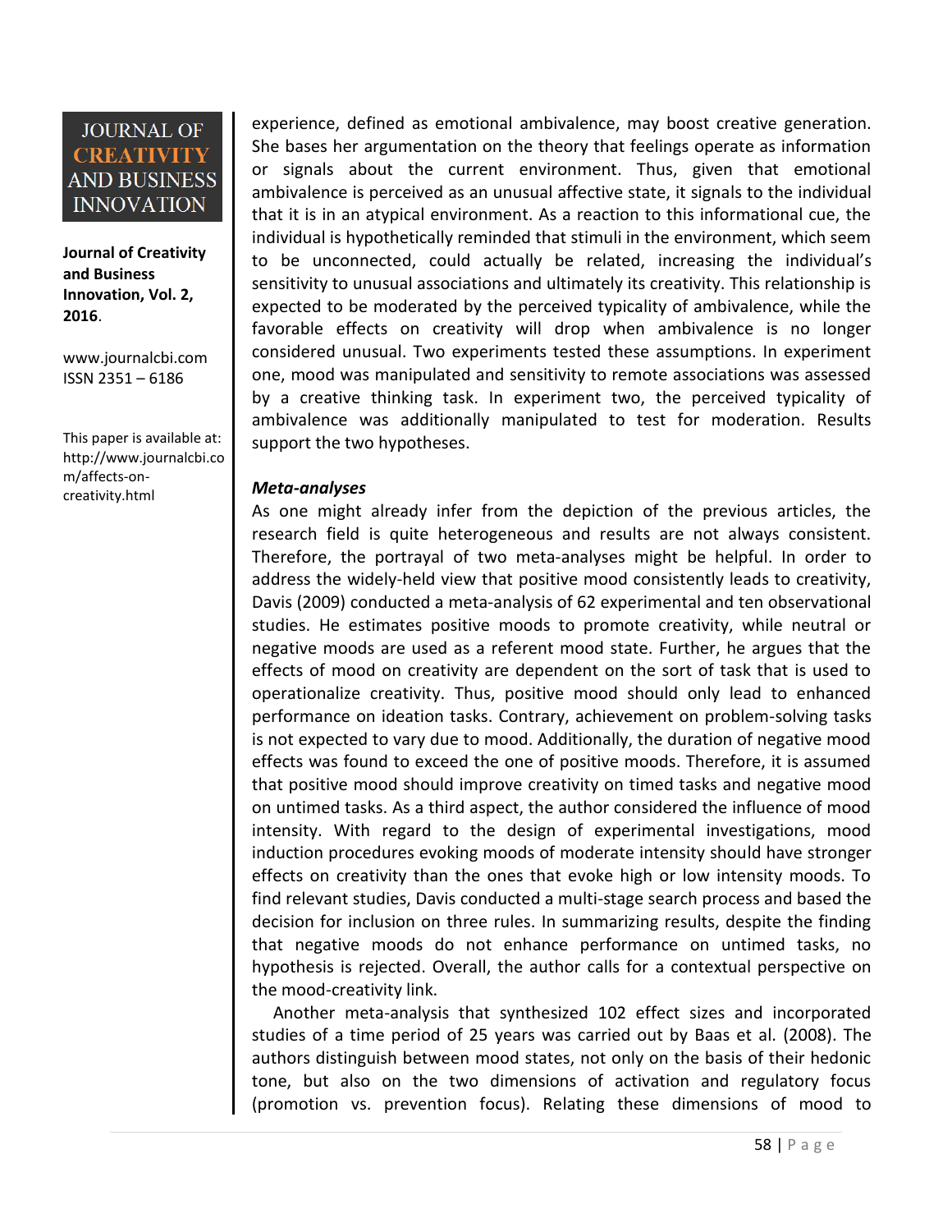experience, defined as emotional ambivalence, may boost creative generation. She bases her argumentation on the theory that feelings operate as information or signals about the current environment. Thus, given that emotional ambivalence is perceived as an unusual affective state, it signals to the individual that it is in an atypical environment. As a reaction to this informational cue, the individual is hypothetically reminded that stimuli in the environment, which seem to be unconnected, could actually be related, increasing the individual's sensitivity to unusual associations and ultimately its creativity. This relationship is expected to be moderated by the perceived typicality of ambivalence, while the favorable effects on creativity will drop when ambivalence is no longer considered unusual. Two experiments tested these assumptions. In experiment one, mood was manipulated and sensitivity to remote associations was assessed by a creative thinking task. In experiment two, the perceived typicality of ambivalence was additionally manipulated to test for moderation. Results support the two hypotheses.

***Meta-analyses***

As one might already infer from the depiction of the previous articles, the research field is quite heterogeneous and results are not always consistent. Therefore, the portrayal of two meta-analyses might be helpful. In order to address the widely-held view that positive mood consistently leads to creativity, Davis (2009) conducted a meta-analysis of 62 experimental and ten observational studies. He estimates positive moods to promote creativity, while neutral or negative moods are used as a referent mood state. Further, he argues that the effects of mood on creativity are dependent on the sort of task that is used to operationalize creativity. Thus, positive mood should only lead to enhanced performance on ideation tasks. Contrary, achievement on problem-solving tasks is not expected to vary due to mood. Additionally, the duration of negative mood effects was found to exceed the one of positive moods. Therefore, it is assumed that positive mood should improve creativity on timed tasks and negative mood on untimed tasks. As a third aspect, the author considered the influence of mood intensity. With regard to the design of experimental investigations, mood induction procedures evoking moods of moderate intensity should have stronger effects on creativity than the ones that evoke high or low intensity moods. To find relevant studies, Davis conducted a multi-stage search process and based the decision for inclusion on three rules. In summarizing results, despite the finding that negative moods do not enhance performance on untimed tasks, no hypothesis is rejected. Overall, the author calls for a contextual perspective on the mood-creativity link.

Another meta-analysis that synthesized 102 effect sizes and incorporated studies of a time period of 25 years was carried out by Baas et al. (2008). The authors distinguish between mood states, not only on the basis of their hedonic tone, but also on the two dimensions of activation and regulatory focus (promotion vs. prevention focus). Relating these dimensions of mood to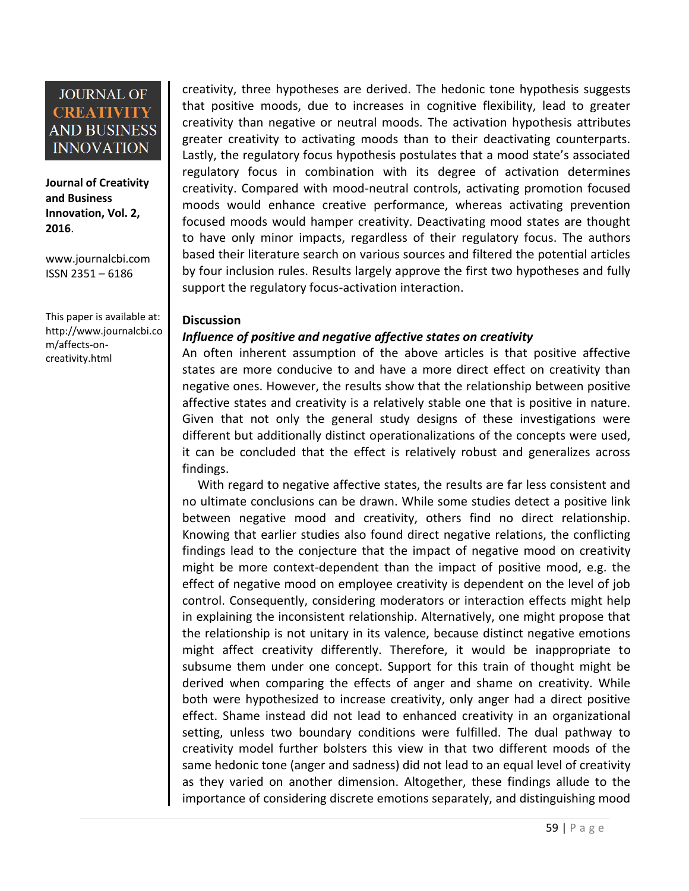creativity, three hypotheses are derived. The hedonic tone hypothesis suggests that positive moods, due to increases in cognitive flexibility, lead to greater creativity than negative or neutral moods. The activation hypothesis attributes greater creativity to activating moods than to their deactivating counterparts. Lastly, the regulatory focus hypothesis postulates that a mood state's associated regulatory focus in combination with its degree of activation determines creativity. Compared with mood-neutral controls, activating promotion focused moods would enhance creative performance, whereas activating prevention focused moods would hamper creativity. Deactivating mood states are thought to have only minor impacts, regardless of their regulatory focus. The authors based their literature search on various sources and filtered the potential articles by four inclusion rules. Results largely approve the first two hypotheses and fully support the regulatory focus-activation interaction.

## Discussion

### *Influence of positive and negative affective states on creativity*

An often inherent assumption of the above articles is that positive affective states are more conducive to and have a more direct effect on creativity than negative ones. However, the results show that the relationship between positive affective states and creativity is a relatively stable one that is positive in nature. Given that not only the general study designs of these investigations were different but additionally distinct operationalizations of the concepts were used, it can be concluded that the effect is relatively robust and generalizes across findings.

With regard to negative affective states, the results are far less consistent and no ultimate conclusions can be drawn. While some studies detect a positive link between negative mood and creativity, others find no direct relationship. Knowing that earlier studies also found direct negative relations, the conflicting findings lead to the conjecture that the impact of negative mood on creativity might be more context-dependent than the impact of positive mood, e.g. the effect of negative mood on employee creativity is dependent on the level of job control. Consequently, considering moderators or interaction effects might help in explaining the inconsistent relationship. Alternatively, one might propose that the relationship is not unitary in its valence, because distinct negative emotions might affect creativity differently. Therefore, it would be inappropriate to subsume them under one concept. Support for this train of thought might be derived when comparing the effects of anger and shame on creativity. While both were hypothesized to increase creativity, only anger had a direct positive effect. Shame instead did not lead to enhanced creativity in an organizational setting, unless two boundary conditions were fulfilled. The dual pathway to creativity model further bolsters this view in that two different moods of the same hedonic tone (anger and sadness) did not lead to an equal level of creativity as they varied on another dimension. Altogether, these findings allude to the importance of considering discrete emotions separately, and distinguishing mood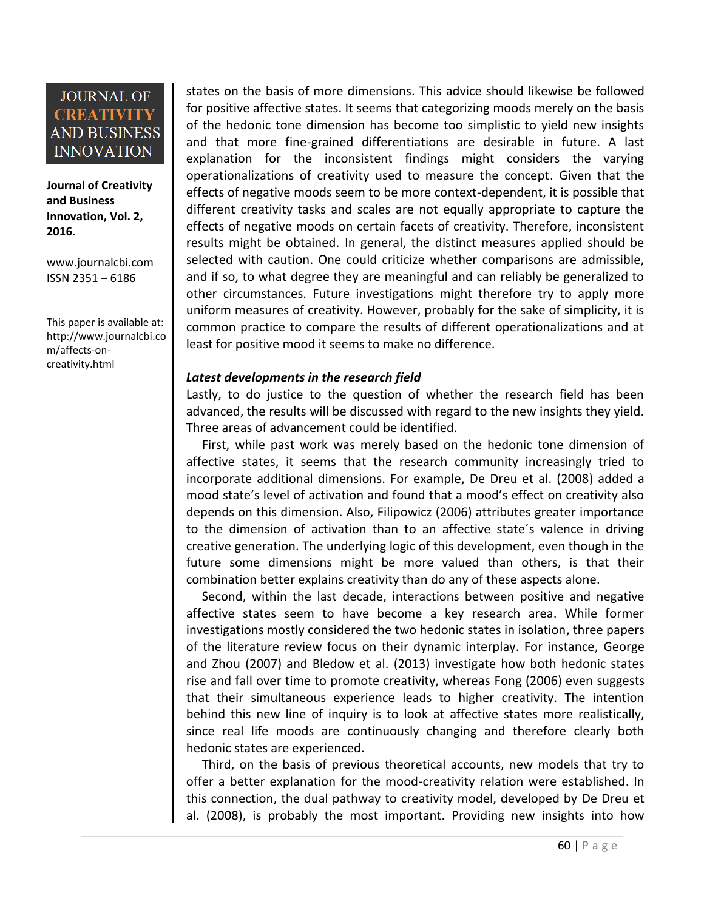states on the basis of more dimensions. This advice should likewise be followed for positive affective states. It seems that categorizing moods merely on the basis of the hedonic tone dimension has become too simplistic to yield new insights and that more fine-grained differentiations are desirable in future. A last explanation for the inconsistent findings might considers the varying operationalizations of creativity used to measure the concept. Given that the effects of negative moods seem to be more context-dependent, it is possible that different creativity tasks and scales are not equally appropriate to capture the effects of negative moods on certain facets of creativity. Therefore, inconsistent results might be obtained. In general, the distinct measures applied should be selected with caution. One could criticize whether comparisons are admissible, and if so, to what degree they are meaningful and can reliably be generalized to other circumstances. Future investigations might therefore try to apply more uniform measures of creativity. However, probably for the sake of simplicity, it is common practice to compare the results of different operationalizations and at least for positive mood it seems to make no difference.

***Latest developments in the research field***

Lastly, to do justice to the question of whether the research field has been advanced, the results will be discussed with regard to the new insights they yield. Three areas of advancement could be identified.

First, while past work was merely based on the hedonic tone dimension of affective states, it seems that the research community increasingly tried to incorporate additional dimensions. For example, De Dreu et al. (2008) added a mood state's level of activation and found that a mood's effect on creativity also depends on this dimension. Also, Filipowicz (2006) attributes greater importance to the dimension of activation than to an affective state´s valence in driving creative generation. The underlying logic of this development, even though in the future some dimensions might be more valued than others, is that their combination better explains creativity than do any of these aspects alone.

Second, within the last decade, interactions between positive and negative affective states seem to have become a key research area. While former investigations mostly considered the two hedonic states in isolation, three papers of the literature review focus on their dynamic interplay. For instance, George and Zhou (2007) and Bledow et al. (2013) investigate how both hedonic states rise and fall over time to promote creativity, whereas Fong (2006) even suggests that their simultaneous experience leads to higher creativity. The intention behind this new line of inquiry is to look at affective states more realistically, since real life moods are continuously changing and therefore clearly both hedonic states are experienced.

Third, on the basis of previous theoretical accounts, new models that try to offer a better explanation for the mood-creativity relation were established. In this connection, the dual pathway to creativity model, developed by De Dreu et al. (2008), is probably the most important. Providing new insights into how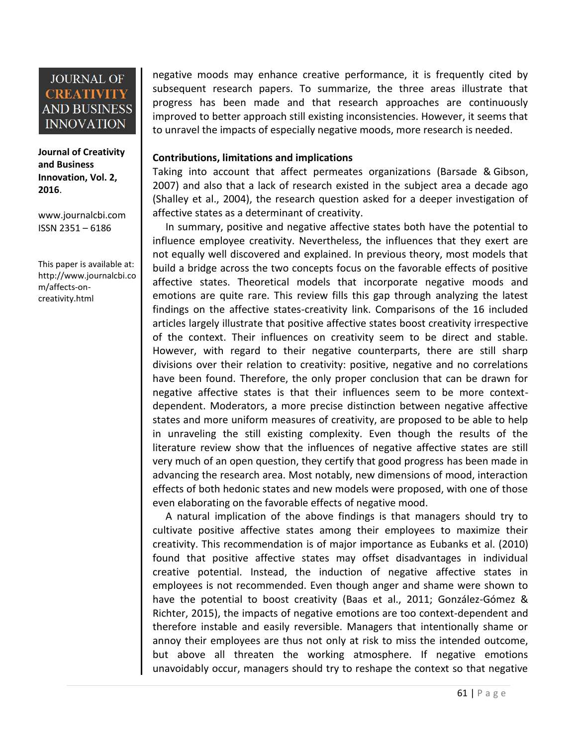negative moods may enhance creative performance, it is frequently cited by subsequent research papers. To summarize, the three areas illustrate that progress has been made and that research approaches are continuously improved to better approach still existing inconsistencies. However, it seems that to unravel the impacts of especially negative moods, more research is needed.

**Contributions, limitations and implications**

Taking into account that affect permeates organizations (Barsade & Gibson, 2007) and also that a lack of research existed in the subject area a decade ago (Shalley et al., 2004), the research question asked for a deeper investigation of affective states as a determinant of creativity.

In summary, positive and negative affective states both have the potential to influence employee creativity. Nevertheless, the influences that they exert are not equally well discovered and explained. In previous theory, most models that build a bridge across the two concepts focus on the favorable effects of positive affective states. Theoretical models that incorporate negative moods and emotions are quite rare. This review fills this gap through analyzing the latest findings on the affective states-creativity link. Comparisons of the 16 included articles largely illustrate that positive affective states boost creativity irrespective of the context. Their influences on creativity seem to be direct and stable. However, with regard to their negative counterparts, there are still sharp divisions over their relation to creativity: positive, negative and no correlations have been found. Therefore, the only proper conclusion that can be drawn for negative affective states is that their influences seem to be more context-dependent. Moderators, a more precise distinction between negative affective states and more uniform measures of creativity, are proposed to be able to help in unraveling the still existing complexity. Even though the results of the literature review show that the influences of negative affective states are still very much of an open question, they certify that good progress has been made in advancing the research area. Most notably, new dimensions of mood, interaction effects of both hedonic states and new models were proposed, with one of those even elaborating on the favorable effects of negative mood.

A natural implication of the above findings is that managers should try to cultivate positive affective states among their employees to maximize their creativity. This recommendation is of major importance as Eubanks et al. (2010) found that positive affective states may offset disadvantages in individual creative potential. Instead, the induction of negative affective states in employees is not recommended. Even though anger and shame were shown to have the potential to boost creativity (Baas et al., 2011; González-Gómez & Richter, 2015), the impacts of negative emotions are too context-dependent and therefore instable and easily reversible. Managers that intentionally shame or annoy their employees are thus not only at risk to miss the intended outcome, but above all threaten the working atmosphere. If negative emotions unavoidably occur, managers should try to reshape the context so that negative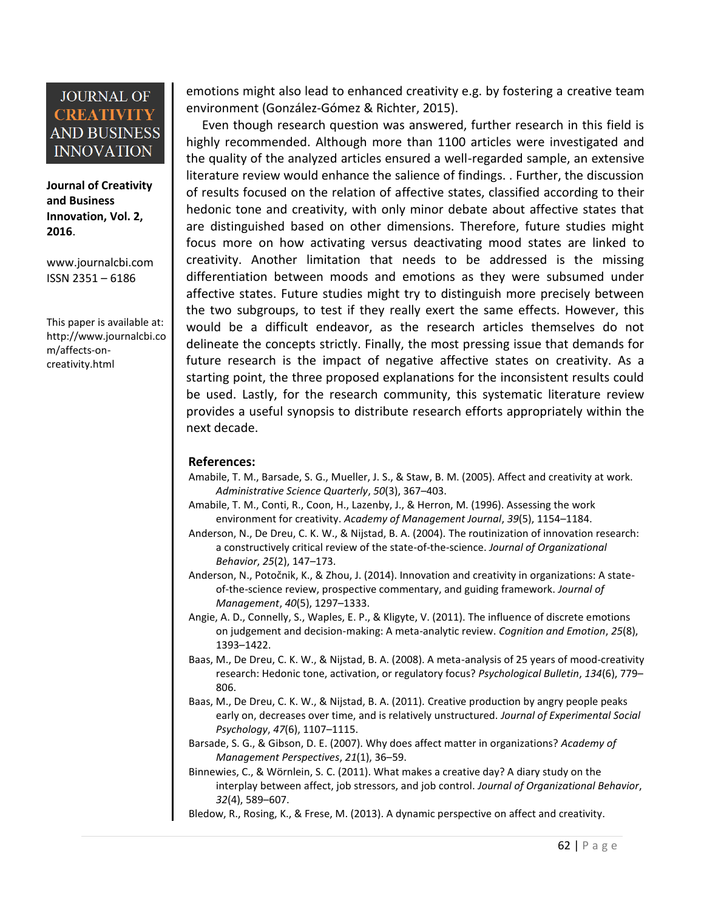emotions might also lead to enhanced creativity e.g. by fostering a creative team environment (González-Gómez & Richter, 2015).

Even though research question was answered, further research in this field is highly recommended. Although more than 1100 articles were investigated and the quality of the analyzed articles ensured a well-regarded sample, an extensive literature review would enhance the salience of findings. . Further, the discussion of results focused on the relation of affective states, classified according to their hedonic tone and creativity, with only minor debate about affective states that are distinguished based on other dimensions. Therefore, future studies might focus more on how activating versus deactivating mood states are linked to creativity. Another limitation that needs to be addressed is the missing differentiation between moods and emotions as they were subsumed under affective states. Future studies might try to distinguish more precisely between the two subgroups, to test if they really exert the same effects. However, this would be a difficult endeavor, as the research articles themselves do not delineate the concepts strictly. Finally, the most pressing issue that demands for future research is the impact of negative affective states on creativity. As a starting point, the three proposed explanations for the inconsistent results could be used. Lastly, for the research community, this systematic literature review provides a useful synopsis to distribute research efforts appropriately within the next decade.

## References:

Amabile, T. M., Barsade, S. G., Mueller, J. S., & Staw, B. M. (2005). Affect and creativity at work. *Administrative Science Quarterly*, *50*(3), 367–403.

Amabile, T. M., Conti, R., Coon, H., Lazenby, J., & Herron, M. (1996). Assessing the work environment for creativity. *Academy of Management Journal*, *39*(5), 1154–1184.

Anderson, N., De Dreu, C. K. W., & Nijstad, B. A. (2004). The routinization of innovation research: a constructively critical review of the state-of-the-science. *Journal of Organizational Behavior*, *25*(2), 147–173.

Anderson, N., Potočnik, K., & Zhou, J. (2014). Innovation and creativity in organizations: A state-of-the-science review, prospective commentary, and guiding framework. *Journal of Management*, *40*(5), 1297–1333.

Angie, A. D., Connelly, S., Waples, E. P., & Kligyte, V. (2011). The influence of discrete emotions on judgement and decision-making: A meta-analytic review. *Cognition and Emotion*, *25*(8), 1393–1422.

Baas, M., De Dreu, C. K. W., & Nijstad, B. A. (2008). A meta-analysis of 25 years of mood-creativity research: Hedonic tone, activation, or regulatory focus? *Psychological Bulletin*, *134*(6), 779–806.

Baas, M., De Dreu, C. K. W., & Nijstad, B. A. (2011). Creative production by angry people peaks early on, decreases over time, and is relatively unstructured. *Journal of Experimental Social Psychology*, *47*(6), 1107–1115.

Barsade, S. G., & Gibson, D. E. (2007). Why does affect matter in organizations? *Academy of Management Perspectives*, *21*(1), 36–59.

Binnewies, C., & Wörnlein, S. C. (2011). What makes a creative day? A diary study on the interplay between affect, job stressors, and job control. *Journal of Organizational Behavior*, *32*(4), 589–607.

Bledow, R., Rosing, K., & Frese, M. (2013). A dynamic perspective on affect and creativity.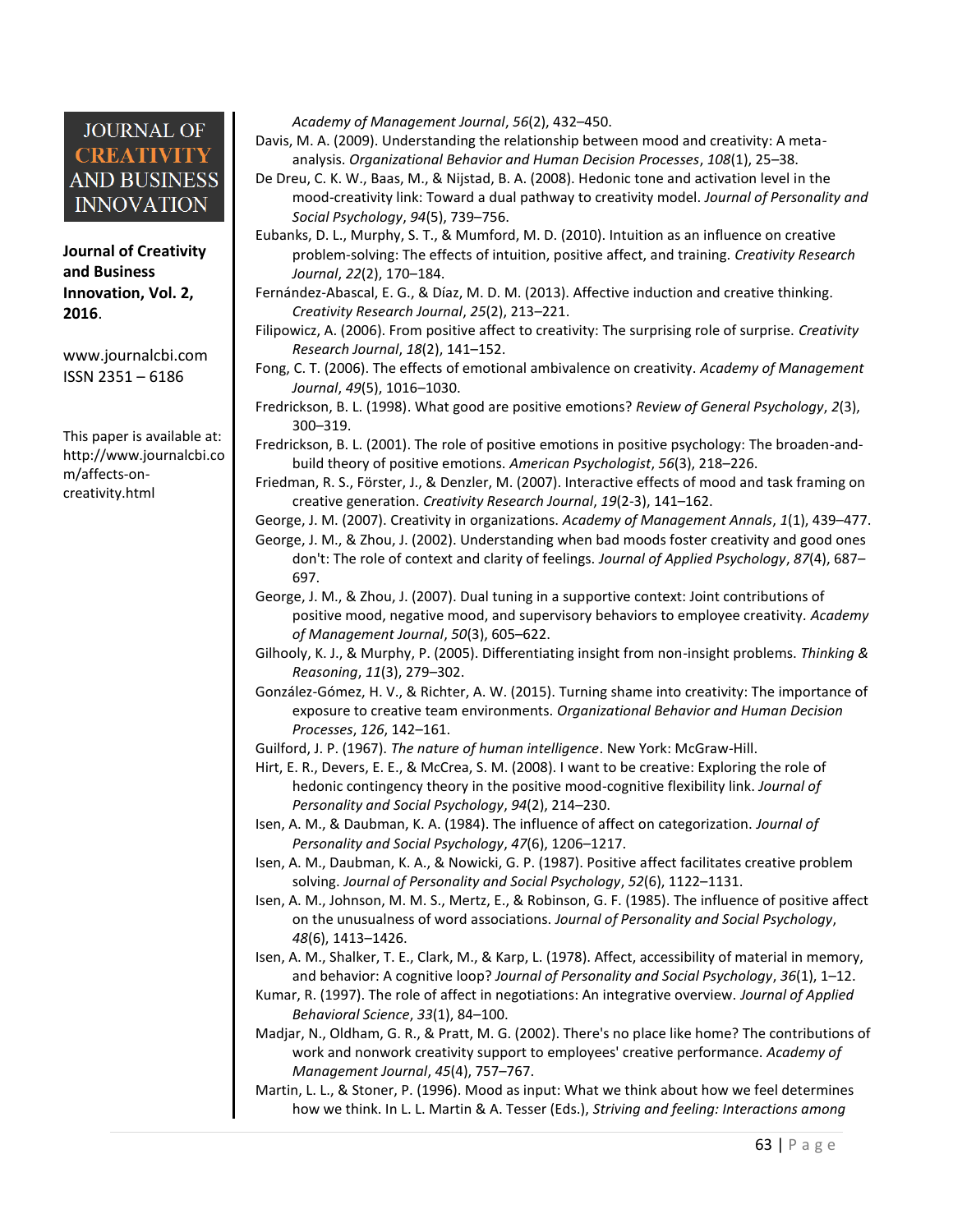*Academy of Management Journal*, *56*(2), 432–450.

Davis, M. A. (2009). Understanding the relationship between mood and creativity: A meta-analysis. *Organizational Behavior and Human Decision Processes*, *108*(1), 25–38.

De Dreu, C. K. W., Baas, M., & Nijstad, B. A. (2008). Hedonic tone and activation level in the mood-creativity link: Toward a dual pathway to creativity model. *Journal of Personality and Social Psychology*, *94*(5), 739–756.

Eubanks, D. L., Murphy, S. T., & Mumford, M. D. (2010). Intuition as an influence on creative problem-solving: The effects of intuition, positive affect, and training. *Creativity Research Journal*, *22*(2), 170–184.

Fernández-Abascal, E. G., & Díaz, M. D. M. (2013). Affective induction and creative thinking. *Creativity Research Journal*, *25*(2), 213–221.

Filipowicz, A. (2006). From positive affect to creativity: The surprising role of surprise. *Creativity Research Journal*, *18*(2), 141–152.

Fong, C. T. (2006). The effects of emotional ambivalence on creativity. *Academy of Management Journal*, *49*(5), 1016–1030.

Fredrickson, B. L. (1998). What good are positive emotions? *Review of General Psychology*, *2*(3), 300–319.

Fredrickson, B. L. (2001). The role of positive emotions in positive psychology: The broaden-and-build theory of positive emotions. *American Psychologist*, *56*(3), 218–226.

Friedman, R. S., Förster, J., & Denzler, M. (2007). Interactive effects of mood and task framing on creative generation. *Creativity Research Journal*, *19*(2-3), 141–162.

George, J. M. (2007). Creativity in organizations. *Academy of Management Annals*, *1*(1), 439–477.

George, J. M., & Zhou, J. (2002). Understanding when bad moods foster creativity and good ones don't: The role of context and clarity of feelings. *Journal of Applied Psychology*, *87*(4), 687–697.

George, J. M., & Zhou, J. (2007). Dual tuning in a supportive context: Joint contributions of positive mood, negative mood, and supervisory behaviors to employee creativity. *Academy of Management Journal*, *50*(3), 605–622.

Gilhooly, K. J., & Murphy, P. (2005). Differentiating insight from non-insight problems. *Thinking & Reasoning*, *11*(3), 279–302.

González-Gómez, H. V., & Richter, A. W. (2015). Turning shame into creativity: The importance of exposure to creative team environments. *Organizational Behavior and Human Decision Processes*, *126*, 142–161.

Guilford, J. P. (1967). *The nature of human intelligence*. New York: McGraw-Hill.

Hirt, E. R., Devers, E. E., & McCrea, S. M. (2008). I want to be creative: Exploring the role of hedonic contingency theory in the positive mood-cognitive flexibility link. *Journal of Personality and Social Psychology*, *94*(2), 214–230.

Isen, A. M., & Daubman, K. A. (1984). The influence of affect on categorization. *Journal of Personality and Social Psychology*, *47*(6), 1206–1217.

Isen, A. M., Daubman, K. A., & Nowicki, G. P. (1987). Positive affect facilitates creative problem solving. *Journal of Personality and Social Psychology*, *52*(6), 1122–1131.

Isen, A. M., Johnson, M. M. S., Mertz, E., & Robinson, G. F. (1985). The influence of positive affect on the unusualness of word associations. *Journal of Personality and Social Psychology*, *48*(6), 1413–1426.

Isen, A. M., Shalker, T. E., Clark, M., & Karp, L. (1978). Affect, accessibility of material in memory, and behavior: A cognitive loop? *Journal of Personality and Social Psychology*, *36*(1), 1–12.

Kumar, R. (1997). The role of affect in negotiations: An integrative overview. *Journal of Applied Behavioral Science*, *33*(1), 84–100.

Madjar, N., Oldham, G. R., & Pratt, M. G. (2002). There's no place like home? The contributions of work and nonwork creativity support to employees' creative performance. *Academy of Management Journal*, *45*(4), 757–767.

Martin, L. L., & Stoner, P. (1996). Mood as input: What we think about how we feel determines how we think. In L. L. Martin & A. Tesser (Eds.), *Striving and feeling: Interactions among*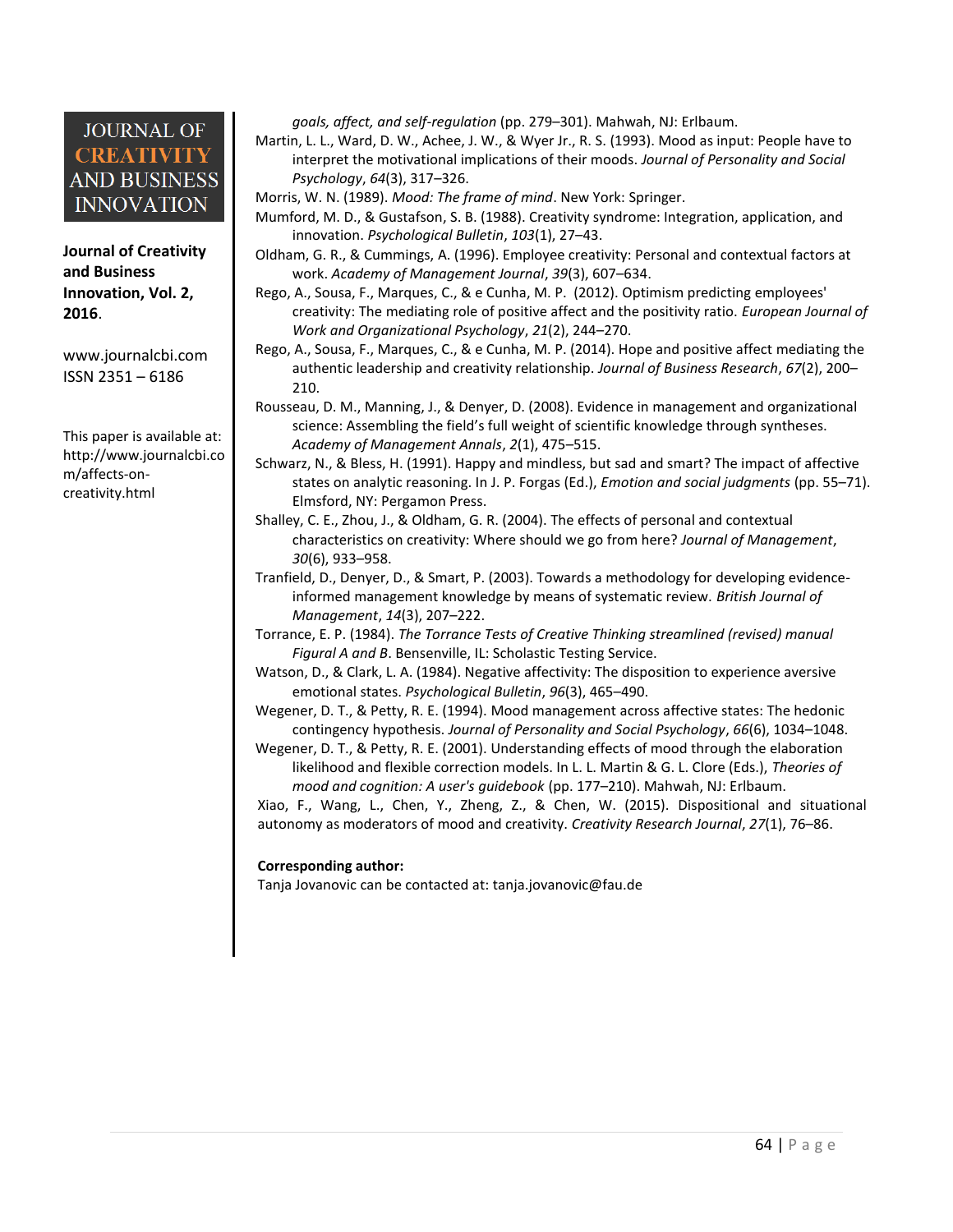*goals, affect, and self-regulation* (pp. 279–301). Mahwah, NJ: Erlbaum.

Martin, L. L., Ward, D. W., Achee, J. W., & Wyer Jr., R. S. (1993). Mood as input: People have to interpret the motivational implications of their moods. *Journal of Personality and Social Psychology*, *64*(3), 317–326.

Morris, W. N. (1989). *Mood: The frame of mind*. New York: Springer.

Mumford, M. D., & Gustafson, S. B. (1988). Creativity syndrome: Integration, application, and innovation. *Psychological Bulletin*, *103*(1), 27–43.

Oldham, G. R., & Cummings, A. (1996). Employee creativity: Personal and contextual factors at work. *Academy of Management Journal*, *39*(3), 607–634.

Rego, A., Sousa, F., Marques, C., & e Cunha, M. P. (2012). Optimism predicting employees' creativity: The mediating role of positive affect and the positivity ratio. *European Journal of Work and Organizational Psychology*, *21*(2), 244–270.

Rego, A., Sousa, F., Marques, C., & e Cunha, M. P. (2014). Hope and positive affect mediating the authentic leadership and creativity relationship. *Journal of Business Research*, *67*(2), 200–210.

Rousseau, D. M., Manning, J., & Denyer, D. (2008). Evidence in management and organizational science: Assembling the field's full weight of scientific knowledge through syntheses. *Academy of Management Annals*, *2*(1), 475–515.

Schwarz, N., & Bless, H. (1991). Happy and mindless, but sad and smart? The impact of affective states on analytic reasoning. In J. P. Forgas (Ed.), *Emotion and social judgments* (pp. 55–71). Elmsford, NY: Pergamon Press.

Shalley, C. E., Zhou, J., & Oldham, G. R. (2004). The effects of personal and contextual characteristics on creativity: Where should we go from here? *Journal of Management*, *30*(6), 933–958.

Tranfield, D., Denyer, D., & Smart, P. (2003). Towards a methodology for developing evidence-informed management knowledge by means of systematic review. *British Journal of Management*, *14*(3), 207–222.

Torrance, E. P. (1984). *The Torrance Tests of Creative Thinking streamlined (revised) manual Figural A and B*. Bensenville, IL: Scholastic Testing Service.

Watson, D., & Clark, L. A. (1984). Negative affectivity: The disposition to experience aversive emotional states. *Psychological Bulletin*, *96*(3), 465–490.

Wegener, D. T., & Petty, R. E. (1994). Mood management across affective states: The hedonic contingency hypothesis. *Journal of Personality and Social Psychology*, *66*(6), 1034–1048.

Wegener, D. T., & Petty, R. E. (2001). Understanding effects of mood through the elaboration likelihood and flexible correction models. In L. L. Martin & G. L. Clore (Eds.), *Theories of mood and cognition: A user's guidebook* (pp. 177–210). Mahwah, NJ: Erlbaum.

Xiao, F., Wang, L., Chen, Y., Zheng, Z., & Chen, W. (2015). Dispositional and situational autonomy as moderators of mood and creativity. *Creativity Research Journal*, *27*(1), 76–86.

**Corresponding author:**

Tanja Jovanovic can be contacted at: tanja.jovanovic@fau.de